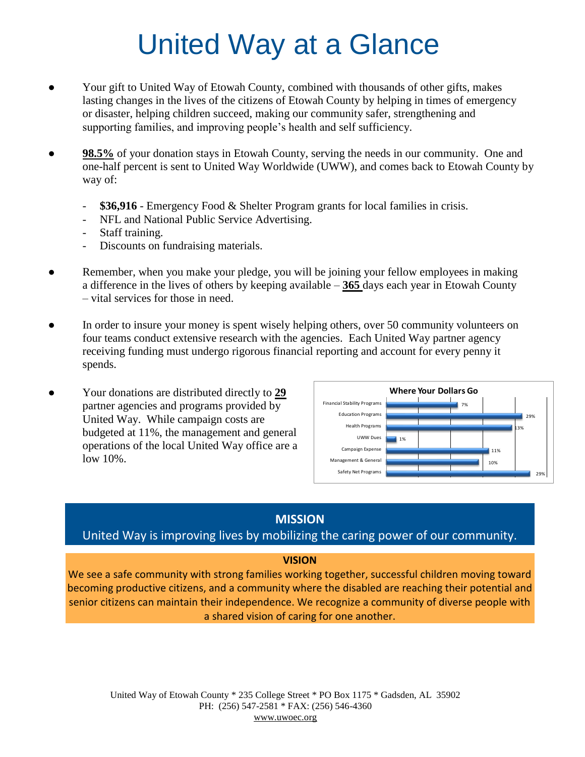# United Way at a Glance

- Your gift to United Way of Etowah County, combined with thousands of other gifts, makes lasting changes in the lives of the citizens of Etowah County by helping in times of emergency or disaster, helping children succeed, making our community safer, strengthening and supporting families, and improving people's health and self sufficiency.

- **98.5%** of your donation stays in Etowah County, serving the needs in our community. One and one-half percent is sent to United Way Worldwide (UWW), and comes back to Etowah County by way of:
  - **$36,916** - Emergency Food & Shelter Program grants for local families in crisis.
  - NFL and National Public Service Advertising.
  - Staff training.
  - Discounts on fundraising materials.

- Remember, when you make your pledge, you will be joining your fellow employees in making a difference in the lives of others by keeping available – **365** days each year in Etowah County – vital services for those in need.

- In order to insure your money is spent wisely helping others, over 50 community volunteers on four teams conduct extensive research with the agencies. Each United Way partner agency receiving funding must undergo rigorous financial reporting and account for every penny it spends.

- Your donations are distributed directly to **29** partner agencies and programs provided by United Way. While campaign costs are budgeted at 11%, the management and general operations of the local United Way office are a low 10%.

**Where Your Dollars Go**

| Category | Percent |
| --- | --- |
| Financial Stability Programs | 7% |
| Education Programs | 29% |
| Health Programs | 13% |
| UWW Dues | 1% |
| Campaign Expense | 11% |
| Management & General | 10% |
| Safety Net Programs | 29% |

## MISSION

United Way is improving lives by mobilizing the caring power of our community.

## VISION

We see a safe community with strong families working together, successful children moving toward becoming productive citizens, and a community where the disabled are reaching their potential and senior citizens can maintain their independence. We recognize a community of diverse people with a shared vision of caring for one another.

United Way of Etowah County * 235 College Street * PO Box 1175 * Gadsden, AL 35902
PH: (256) 547-2581 * FAX: (256) 546-4360
www.uwoec.org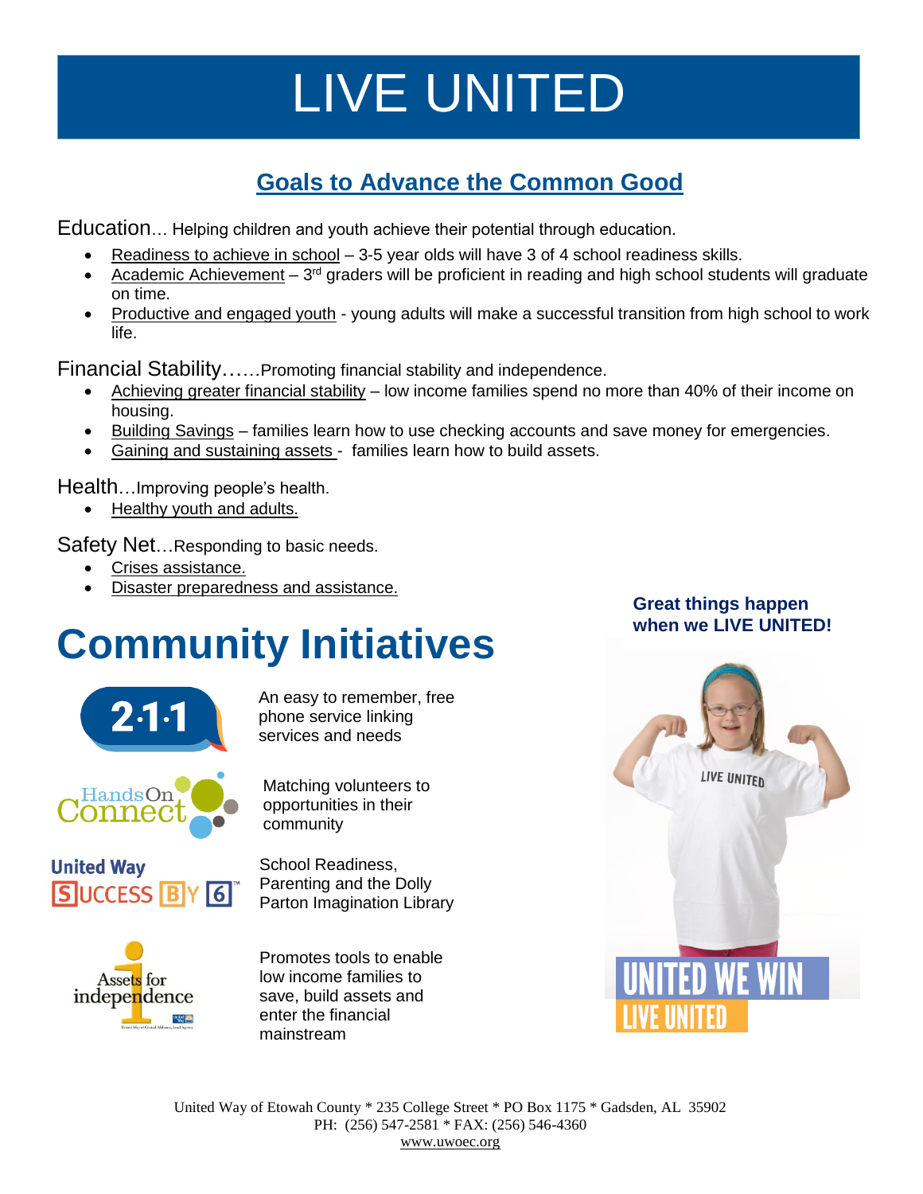# LIVE UNITED

## Goals to Advance the Common Good

Education… Helping children and youth achieve their potential through education.

- Readiness to achieve in school – 3-5 year olds will have 3 of 4 school readiness skills.
- Academic Achievement – 3rd graders will be proficient in reading and high school students will graduate on time.
- Productive and engaged youth - young adults will make a successful transition from high school to work life.

Financial Stability……Promoting financial stability and independence.

- Achieving greater financial stability – low income families spend no more than 40% of their income on housing.
- Building Savings – families learn how to use checking accounts and save money for emergencies.
- Gaining and sustaining assets - families learn how to build assets.

Health…Improving people's health.

- Healthy youth and adults.

Safety Net…Responding to basic needs.

- Crises assistance.
- Disaster preparedness and assistance.

# Community Initiatives

2·1·1 — An easy to remember, free phone service linking services and needs

HandsOn Connect — Matching volunteers to opportunities in their community

United Way Success By 6 — School Readiness, Parenting and the Dolly Parton Imagination Library

Assets for independence — Promotes tools to enable low income families to save, build assets and enter the financial mainstream

**Great things happen when we LIVE UNITED!**

UNITED WE WIN
LIVE UNITED

United Way of Etowah County * 235 College Street * PO Box 1175 * Gadsden, AL 35902
PH: (256) 547-2581 * FAX: (256) 546-4360
www.uwoec.org